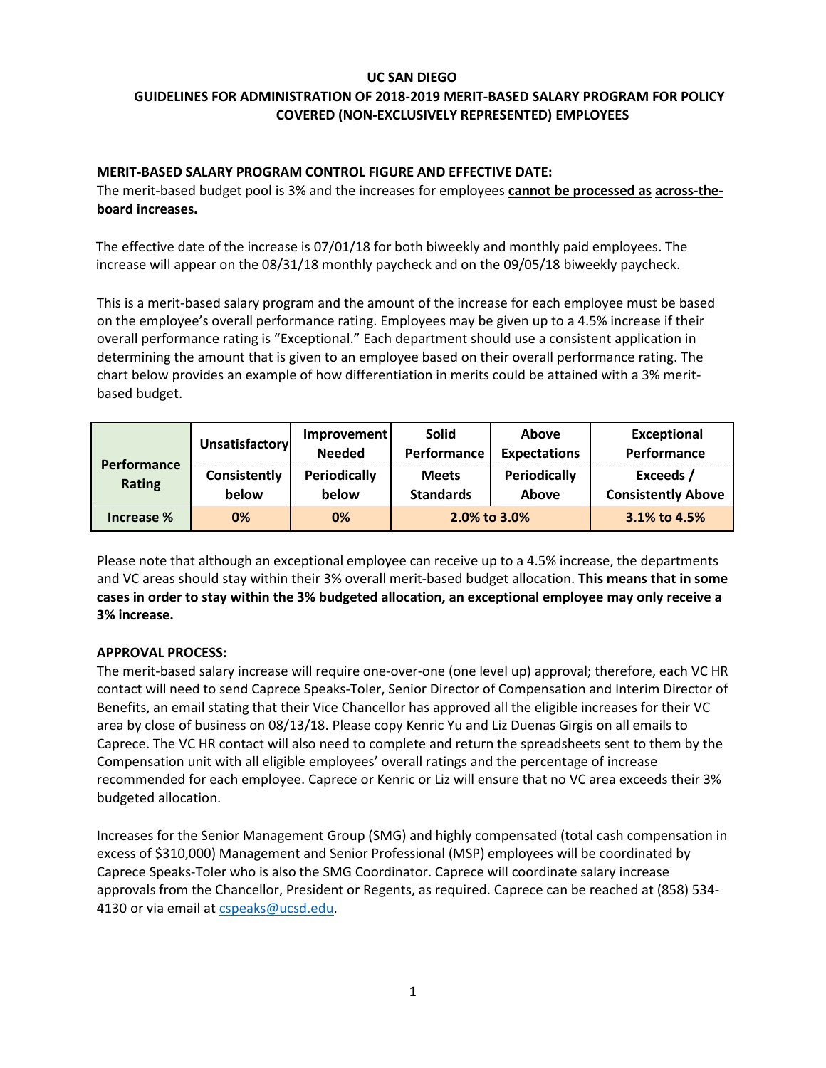# UC SAN DIEGO
## GUIDELINES FOR ADMINISTRATION OF 2018-2019 MERIT-BASED SALARY PROGRAM FOR POLICY COVERED (NON-EXCLUSIVELY REPRESENTED) EMPLOYEES

**MERIT-BASED SALARY PROGRAM CONTROL FIGURE AND EFFECTIVE DATE:**

The merit-based budget pool is 3% and the increases for employees **cannot be processed as across-the-board increases.**

The effective date of the increase is 07/01/18 for both biweekly and monthly paid employees. The increase will appear on the 08/31/18 monthly paycheck and on the 09/05/18 biweekly paycheck.

This is a merit-based salary program and the amount of the increase for each employee must be based on the employee's overall performance rating. Employees may be given up to a 4.5% increase if their overall performance rating is "Exceptional." Each department should use a consistent application in determining the amount that is given to an employee based on their overall performance rating. The chart below provides an example of how differentiation in merits could be attained with a 3% merit-based budget.

| Performance Rating | Unsatisfactory | Improvement Needed | Solid Performance | Above Expectations | Exceptional Performance |
|---|---|---|---|---|---|
| | Consistently below | Periodically below | Meets Standards | Periodically Above | Exceeds / Consistently Above |
| **Increase %** | 0% | 0% | 2.0% to 3.0% | | 3.1% to 4.5% |

Please note that although an exceptional employee can receive up to a 4.5% increase, the departments and VC areas should stay within their 3% overall merit-based budget allocation. **This means that in some cases in order to stay within the 3% budgeted allocation, an exceptional employee may only receive a 3% increase.**

**APPROVAL PROCESS:**

The merit-based salary increase will require one-over-one (one level up) approval; therefore, each VC HR contact will need to send Caprece Speaks-Toler, Senior Director of Compensation and Interim Director of Benefits, an email stating that their Vice Chancellor has approved all the eligible increases for their VC area by close of business on 08/13/18. Please copy Kenric Yu and Liz Duenas Girgis on all emails to Caprece. The VC HR contact will also need to complete and return the spreadsheets sent to them by the Compensation unit with all eligible employees' overall ratings and the percentage of increase recommended for each employee. Caprece or Kenric or Liz will ensure that no VC area exceeds their 3% budgeted allocation.

Increases for the Senior Management Group (SMG) and highly compensated (total cash compensation in excess of $310,000) Management and Senior Professional (MSP) employees will be coordinated by Caprece Speaks-Toler who is also the SMG Coordinator. Caprece will coordinate salary increase approvals from the Chancellor, President or Regents, as required. Caprece can be reached at (858) 534-4130 or via email at cspeaks@ucsd.edu.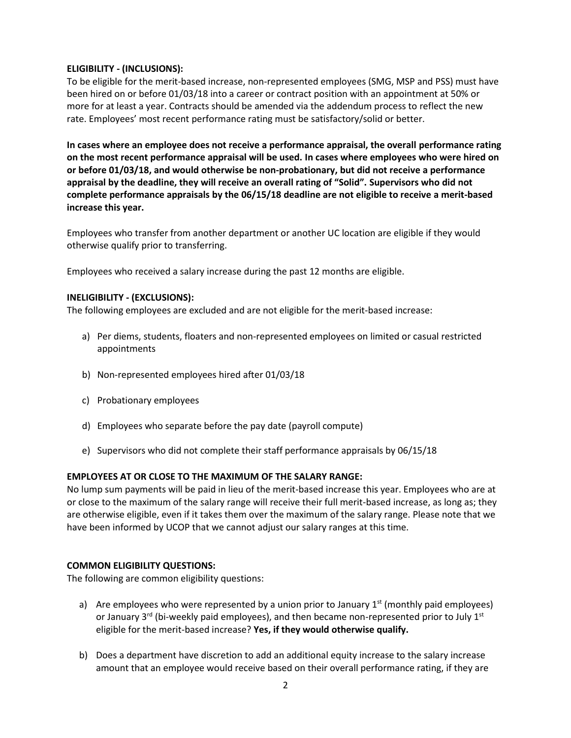**ELIGIBILITY - (INCLUSIONS):**

To be eligible for the merit-based increase, non-represented employees (SMG, MSP and PSS) must have been hired on or before 01/03/18 into a career or contract position with an appointment at 50% or more for at least a year. Contracts should be amended via the addendum process to reflect the new rate. Employees' most recent performance rating must be satisfactory/solid or better.

**In cases where an employee does not receive a performance appraisal, the overall performance rating on the most recent performance appraisal will be used. In cases where employees who were hired on or before 01/03/18, and would otherwise be non-probationary, but did not receive a performance appraisal by the deadline, they will receive an overall rating of "Solid". Supervisors who did not complete performance appraisals by the 06/15/18 deadline are not eligible to receive a merit-based increase this year.**

Employees who transfer from another department or another UC location are eligible if they would otherwise qualify prior to transferring.

Employees who received a salary increase during the past 12 months are eligible.

**INELIGIBILITY - (EXCLUSIONS):**

The following employees are excluded and are not eligible for the merit-based increase:

a) Per diems, students, floaters and non-represented employees on limited or casual restricted appointments

b) Non-represented employees hired after 01/03/18

c) Probationary employees

d) Employees who separate before the pay date (payroll compute)

e) Supervisors who did not complete their staff performance appraisals by 06/15/18

**EMPLOYEES AT OR CLOSE TO THE MAXIMUM OF THE SALARY RANGE:**

No lump sum payments will be paid in lieu of the merit-based increase this year. Employees who are at or close to the maximum of the salary range will receive their full merit-based increase, as long as; they are otherwise eligible, even if it takes them over the maximum of the salary range. Please note that we have been informed by UCOP that we cannot adjust our salary ranges at this time.

**COMMON ELIGIBILITY QUESTIONS:**

The following are common eligibility questions:

a) Are employees who were represented by a union prior to January 1st (monthly paid employees) or January 3rd (bi-weekly paid employees), and then became non-represented prior to July 1st eligible for the merit-based increase? **Yes, if they would otherwise qualify.**

b) Does a department have discretion to add an additional equity increase to the salary increase amount that an employee would receive based on their overall performance rating, if they are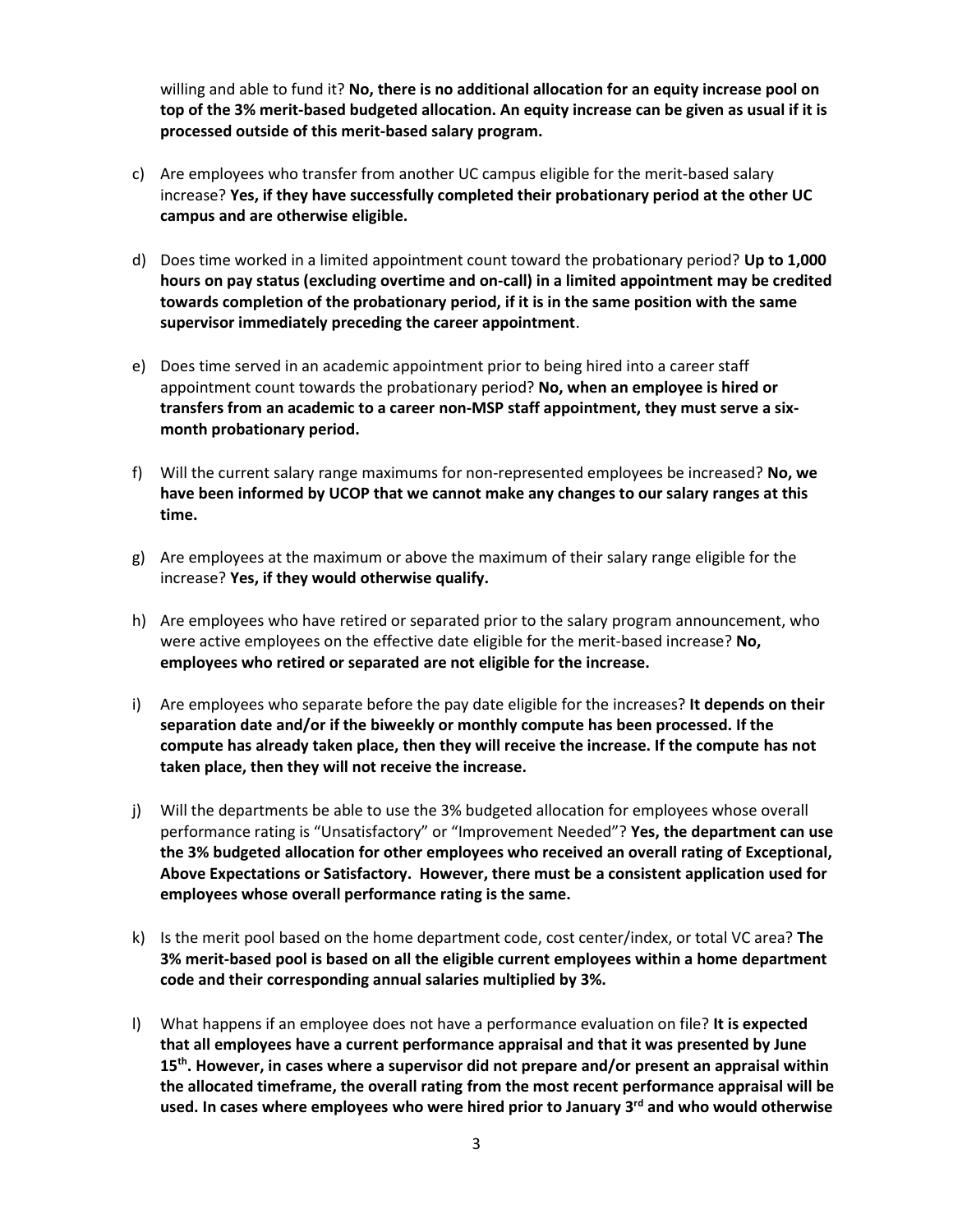willing and able to fund it? **No, there is no additional allocation for an equity increase pool on top of the 3% merit-based budgeted allocation. An equity increase can be given as usual if it is processed outside of this merit-based salary program.**

c) Are employees who transfer from another UC campus eligible for the merit-based salary increase? **Yes, if they have successfully completed their probationary period at the other UC campus and are otherwise eligible.**

d) Does time worked in a limited appointment count toward the probationary period? **Up to 1,000 hours on pay status (excluding overtime and on-call) in a limited appointment may be credited towards completion of the probationary period, if it is in the same position with the same supervisor immediately preceding the career appointment**.

e) Does time served in an academic appointment prior to being hired into a career staff appointment count towards the probationary period? **No, when an employee is hired or transfers from an academic to a career non-MSP staff appointment, they must serve a six-month probationary period.**

f) Will the current salary range maximums for non-represented employees be increased? **No, we have been informed by UCOP that we cannot make any changes to our salary ranges at this time.**

g) Are employees at the maximum or above the maximum of their salary range eligible for the increase? **Yes, if they would otherwise qualify.**

h) Are employees who have retired or separated prior to the salary program announcement, who were active employees on the effective date eligible for the merit-based increase? **No, employees who retired or separated are not eligible for the increase.**

i) Are employees who separate before the pay date eligible for the increases? **It depends on their separation date and/or if the biweekly or monthly compute has been processed. If the compute has already taken place, then they will receive the increase. If the compute has not taken place, then they will not receive the increase.**

j) Will the departments be able to use the 3% budgeted allocation for employees whose overall performance rating is "Unsatisfactory" or "Improvement Needed"? **Yes, the department can use the 3% budgeted allocation for other employees who received an overall rating of Exceptional, Above Expectations or Satisfactory. However, there must be a consistent application used for employees whose overall performance rating is the same.**

k) Is the merit pool based on the home department code, cost center/index, or total VC area? **The 3% merit-based pool is based on all the eligible current employees within a home department code and their corresponding annual salaries multiplied by 3%.**

l) What happens if an employee does not have a performance evaluation on file? **It is expected that all employees have a current performance appraisal and that it was presented by June 15th. However, in cases where a supervisor did not prepare and/or present an appraisal within the allocated timeframe, the overall rating from the most recent performance appraisal will be used. In cases where employees who were hired prior to January 3rd and who would otherwise**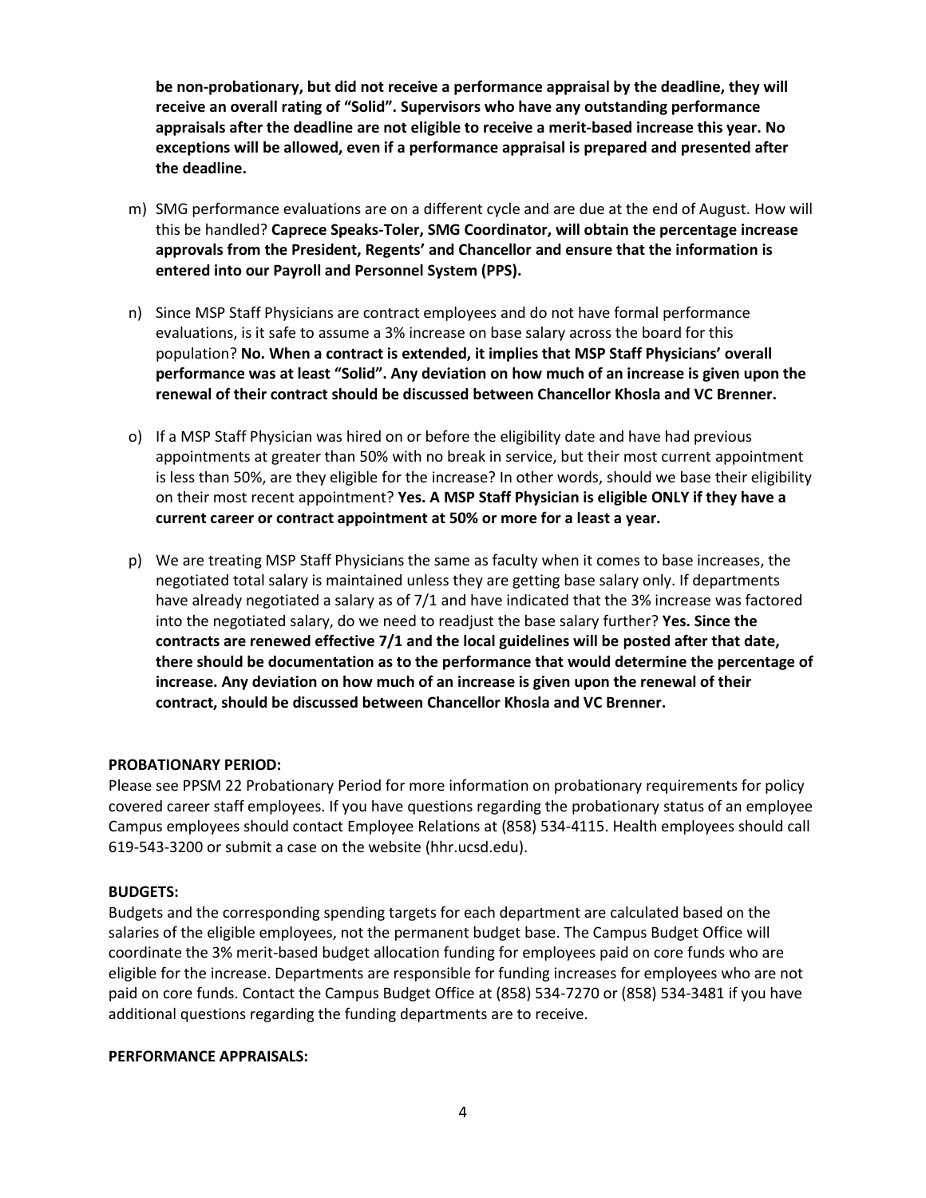**be non-probationary, but did not receive a performance appraisal by the deadline, they will receive an overall rating of "Solid". Supervisors who have any outstanding performance appraisals after the deadline are not eligible to receive a merit-based increase this year. No exceptions will be allowed, even if a performance appraisal is prepared and presented after the deadline.**

m) SMG performance evaluations are on a different cycle and are due at the end of August. How will this be handled? **Caprece Speaks-Toler, SMG Coordinator, will obtain the percentage increase approvals from the President, Regents' and Chancellor and ensure that the information is entered into our Payroll and Personnel System (PPS).**

n) Since MSP Staff Physicians are contract employees and do not have formal performance evaluations, is it safe to assume a 3% increase on base salary across the board for this population? **No. When a contract is extended, it implies that MSP Staff Physicians' overall performance was at least "Solid". Any deviation on how much of an increase is given upon the renewal of their contract should be discussed between Chancellor Khosla and VC Brenner.**

o) If a MSP Staff Physician was hired on or before the eligibility date and have had previous appointments at greater than 50% with no break in service, but their most current appointment is less than 50%, are they eligible for the increase? In other words, should we base their eligibility on their most recent appointment? **Yes. A MSP Staff Physician is eligible ONLY if they have a current career or contract appointment at 50% or more for a least a year.**

p) We are treating MSP Staff Physicians the same as faculty when it comes to base increases, the negotiated total salary is maintained unless they are getting base salary only. If departments have already negotiated a salary as of 7/1 and have indicated that the 3% increase was factored into the negotiated salary, do we need to readjust the base salary further? **Yes. Since the contracts are renewed effective 7/1 and the local guidelines will be posted after that date, there should be documentation as to the performance that would determine the percentage of increase. Any deviation on how much of an increase is given upon the renewal of their contract, should be discussed between Chancellor Khosla and VC Brenner.**

**PROBATIONARY PERIOD:**

Please see PPSM 22 Probationary Period for more information on probationary requirements for policy covered career staff employees. If you have questions regarding the probationary status of an employee Campus employees should contact Employee Relations at (858) 534-4115. Health employees should call 619-543-3200 or submit a case on the website (hhr.ucsd.edu).

**BUDGETS:**

Budgets and the corresponding spending targets for each department are calculated based on the salaries of the eligible employees, not the permanent budget base. The Campus Budget Office will coordinate the 3% merit-based budget allocation funding for employees paid on core funds who are eligible for the increase. Departments are responsible for funding increases for employees who are not paid on core funds. Contact the Campus Budget Office at (858) 534-7270 or (858) 534-3481 if you have additional questions regarding the funding departments are to receive.

**PERFORMANCE APPRAISALS:**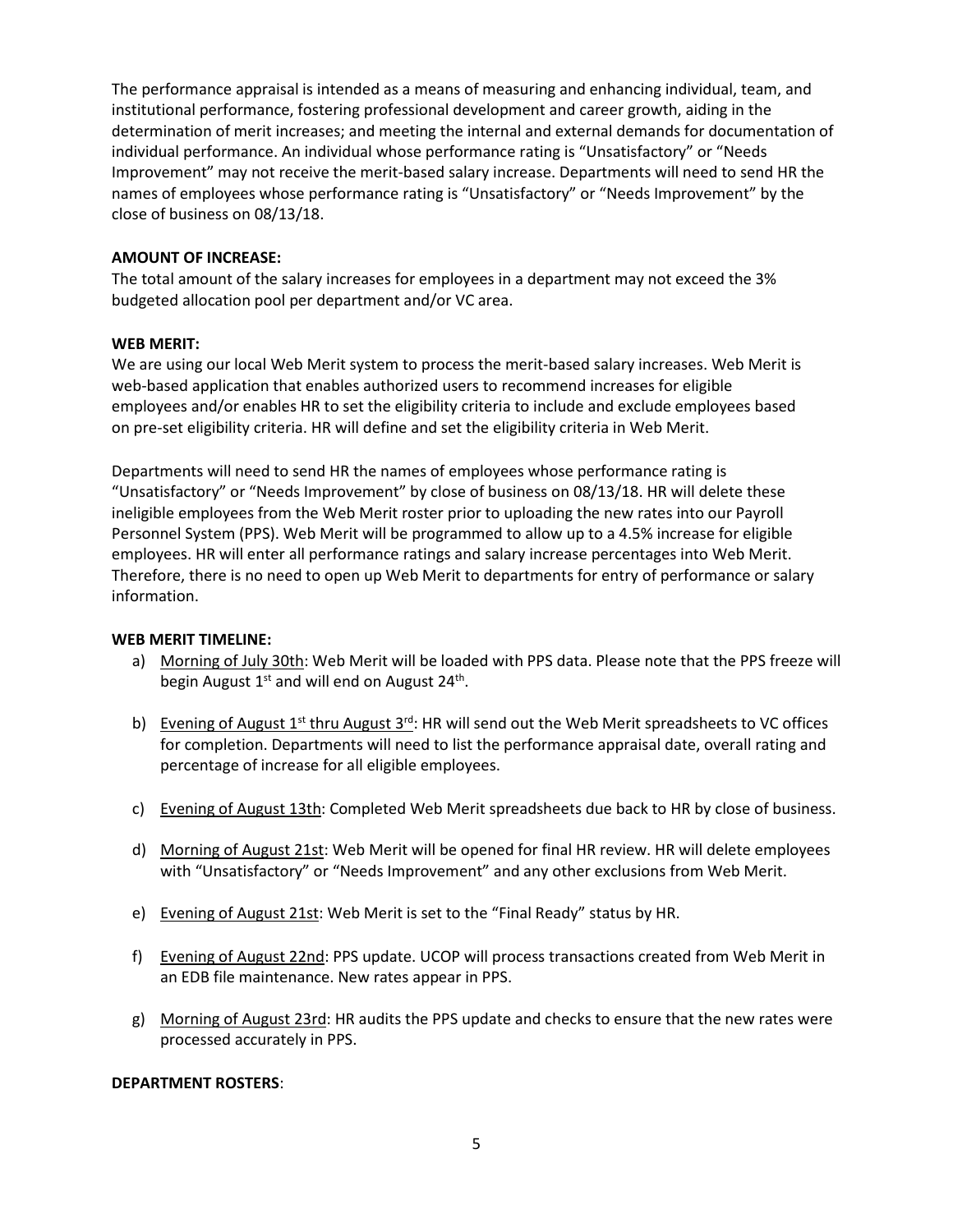The performance appraisal is intended as a means of measuring and enhancing individual, team, and institutional performance, fostering professional development and career growth, aiding in the determination of merit increases; and meeting the internal and external demands for documentation of individual performance. An individual whose performance rating is "Unsatisfactory" or "Needs Improvement" may not receive the merit-based salary increase. Departments will need to send HR the names of employees whose performance rating is "Unsatisfactory" or "Needs Improvement" by the close of business on 08/13/18.

**AMOUNT OF INCREASE:**

The total amount of the salary increases for employees in a department may not exceed the 3% budgeted allocation pool per department and/or VC area.

**WEB MERIT:**

We are using our local Web Merit system to process the merit-based salary increases. Web Merit is web-based application that enables authorized users to recommend increases for eligible employees and/or enables HR to set the eligibility criteria to include and exclude employees based on pre-set eligibility criteria. HR will define and set the eligibility criteria in Web Merit.

Departments will need to send HR the names of employees whose performance rating is "Unsatisfactory" or "Needs Improvement" by close of business on 08/13/18. HR will delete these ineligible employees from the Web Merit roster prior to uploading the new rates into our Payroll Personnel System (PPS). Web Merit will be programmed to allow up to a 4.5% increase for eligible employees. HR will enter all performance ratings and salary increase percentages into Web Merit. Therefore, there is no need to open up Web Merit to departments for entry of performance or salary information.

**WEB MERIT TIMELINE:**

a) Morning of July 30th: Web Merit will be loaded with PPS data. Please note that the PPS freeze will begin August 1st and will end on August 24th.

b) Evening of August 1st thru August 3rd: HR will send out the Web Merit spreadsheets to VC offices for completion. Departments will need to list the performance appraisal date, overall rating and percentage of increase for all eligible employees.

c) Evening of August 13th: Completed Web Merit spreadsheets due back to HR by close of business.

d) Morning of August 21st: Web Merit will be opened for final HR review. HR will delete employees with "Unsatisfactory" or "Needs Improvement" and any other exclusions from Web Merit.

e) Evening of August 21st: Web Merit is set to the "Final Ready" status by HR.

f) Evening of August 22nd: PPS update. UCOP will process transactions created from Web Merit in an EDB file maintenance. New rates appear in PPS.

g) Morning of August 23rd: HR audits the PPS update and checks to ensure that the new rates were processed accurately in PPS.

**DEPARTMENT ROSTERS**: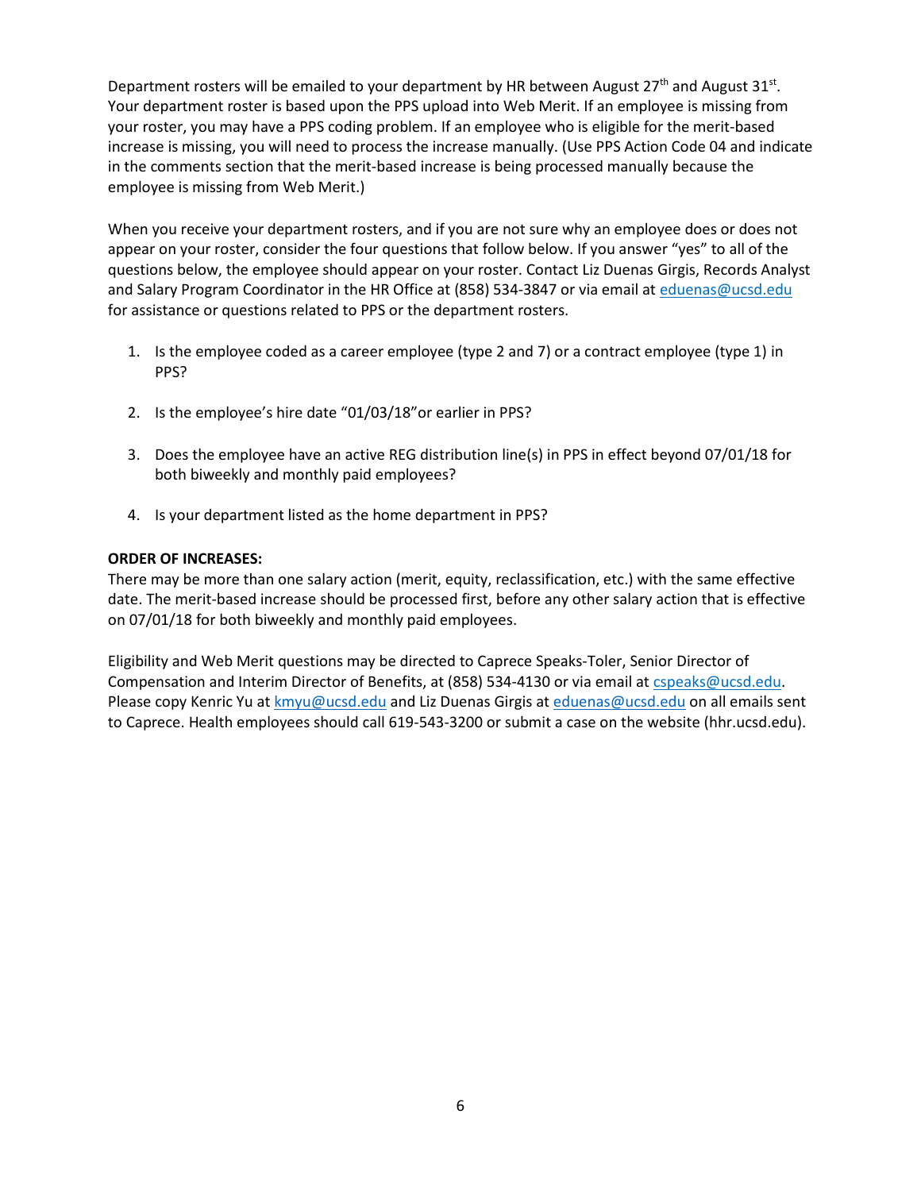Department rosters will be emailed to your department by HR between August 27th and August 31st. Your department roster is based upon the PPS upload into Web Merit. If an employee is missing from your roster, you may have a PPS coding problem. If an employee who is eligible for the merit-based increase is missing, you will need to process the increase manually. (Use PPS Action Code 04 and indicate in the comments section that the merit-based increase is being processed manually because the employee is missing from Web Merit.)

When you receive your department rosters, and if you are not sure why an employee does or does not appear on your roster, consider the four questions that follow below. If you answer "yes" to all of the questions below, the employee should appear on your roster. Contact Liz Duenas Girgis, Records Analyst and Salary Program Coordinator in the HR Office at (858) 534-3847 or via email at eduenas@ucsd.edu for assistance or questions related to PPS or the department rosters.

1. Is the employee coded as a career employee (type 2 and 7) or a contract employee (type 1) in PPS?

2. Is the employee's hire date "01/03/18"or earlier in PPS?

3. Does the employee have an active REG distribution line(s) in PPS in effect beyond 07/01/18 for both biweekly and monthly paid employees?

4. Is your department listed as the home department in PPS?

**ORDER OF INCREASES:**
There may be more than one salary action (merit, equity, reclassification, etc.) with the same effective date. The merit-based increase should be processed first, before any other salary action that is effective on 07/01/18 for both biweekly and monthly paid employees.

Eligibility and Web Merit questions may be directed to Caprece Speaks-Toler, Senior Director of Compensation and Interim Director of Benefits, at (858) 534-4130 or via email at cspeaks@ucsd.edu. Please copy Kenric Yu at kmyu@ucsd.edu and Liz Duenas Girgis at eduenas@ucsd.edu on all emails sent to Caprece. Health employees should call 619-543-3200 or submit a case on the website (hhr.ucsd.edu).